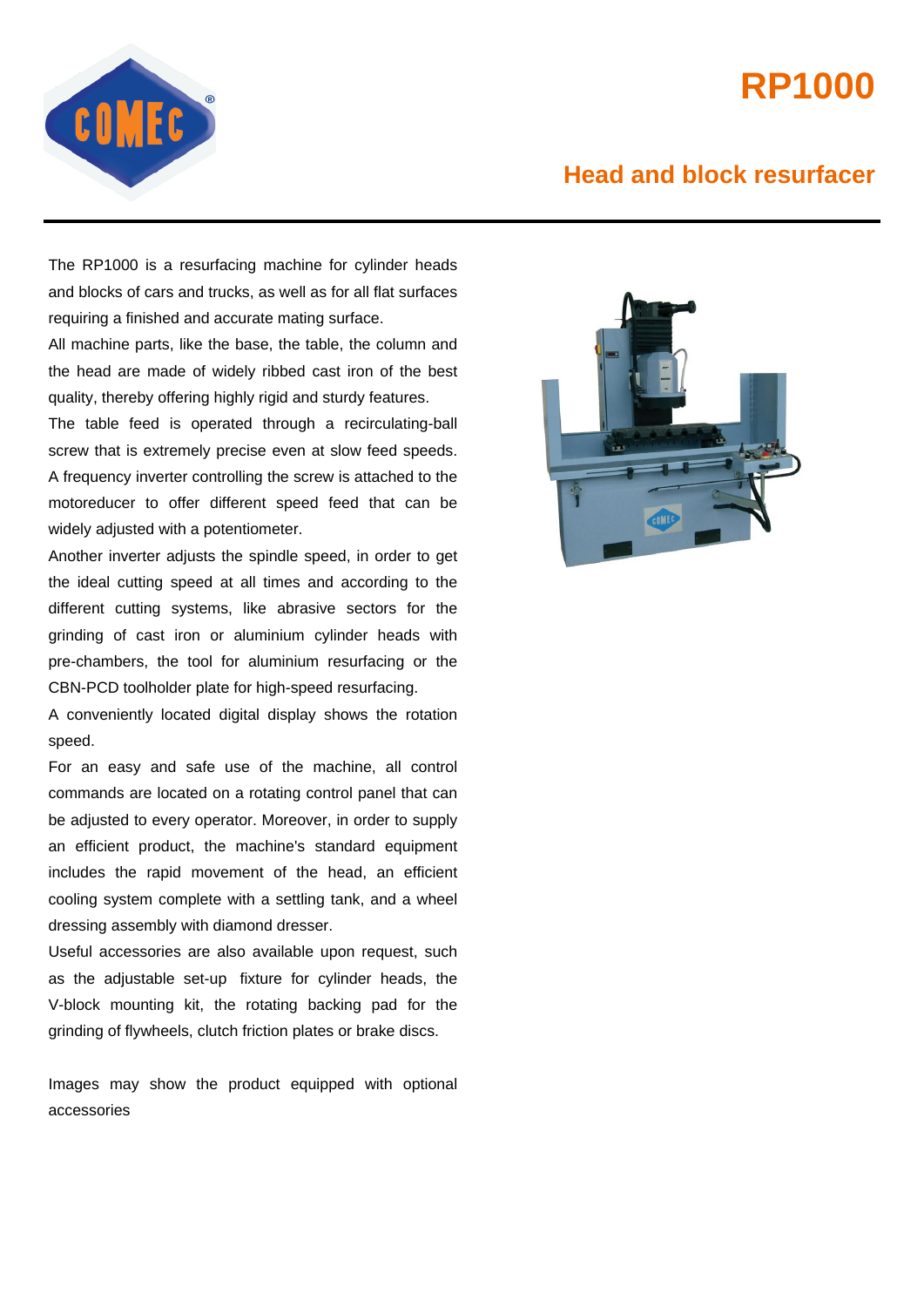# RP1000

## Head and block resurfacer

The RP1000 is a resurfacing machine for cylinder heads and blocks of cars and trucks, as well as for all flat surfaces requiring a finished and accurate mating surface.

All machine parts, like the base, the table, the column and the head are made of widely ribbed cast iron of the best quality, thereby offering highly rigid and sturdy features.

The table feed is operated through a recirculating-ball screw that is extremely precise even at slow feed speeds. A frequency inverter controlling the screw is attached to the motoreducer to offer different speed feed that can be widely adjusted with a potentiometer.

Another inverter adjusts the spindle speed, in order to get the ideal cutting speed at all times and according to the different cutting systems, like abrasive sectors for the grinding of cast iron or aluminium cylinder heads with pre-chambers, the tool for aluminium resurfacing or the CBN-PCD toolholder plate for high-speed resurfacing.

A conveniently located digital display shows the rotation speed.

For an easy and safe use of the machine, all control commands are located on a rotating control panel that can be adjusted to every operator. Moreover, in order to supply an efficient product, the machine's standard equipment includes the rapid movement of the head, an efficient cooling system complete with a settling tank, and a wheel dressing assembly with diamond dresser.

Useful accessories are also available upon request, such as the adjustable set-up fixture for cylinder heads, the V-block mounting kit, the rotating backing pad for the grinding of flywheels, clutch friction plates or brake discs.

Images may show the product equipped with optional accessories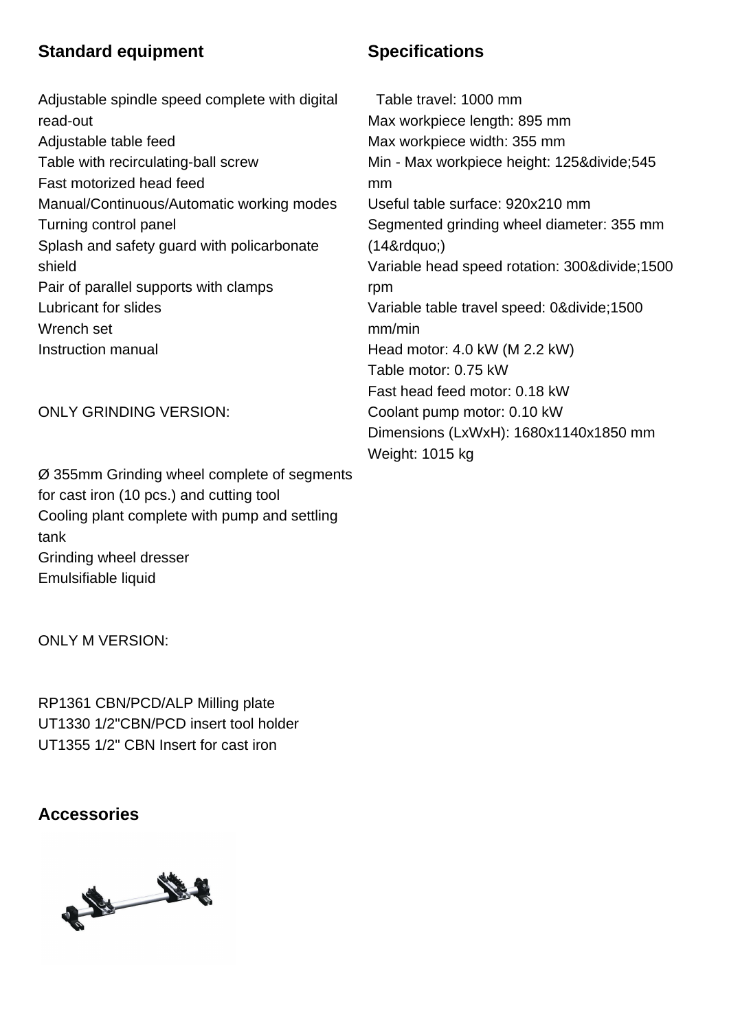## Standard equipment

Adjustable spindle speed complete with digital read-out
Adjustable table feed
Table with recirculating-ball screw
Fast motorized head feed
Manual/Continuous/Automatic working modes
Turning control panel
Splash and safety guard with policarbonate shield
Pair of parallel supports with clamps
Lubricant for slides
Wrench set
Instruction manual

ONLY GRINDING VERSION:

Ø 355mm Grinding wheel complete of segments for cast iron (10 pcs.) and cutting tool
Cooling plant complete with pump and settling tank
Grinding wheel dresser
Emulsifiable liquid

ONLY M VERSION:

RP1361 CBN/PCD/ALP Milling plate
UT1330 1/2"CBN/PCD insert tool holder
UT1355 1/2" CBN Insert for cast iron

## Specifications

Table travel: 1000 mm
Max workpiece length: 895 mm
Max workpiece width: 355 mm
Min - Max workpiece height: 125&divide;545 mm
Useful table surface: 920x210 mm
Segmented grinding wheel diameter: 355 mm (14&rdquo;)
Variable head speed rotation: 300&divide;1500 rpm
Variable table travel speed: 0&divide;1500 mm/min
Head motor: 4.0 kW (M 2.2 kW)
Table motor: 0.75 kW
Fast head feed motor: 0.18 kW
Coolant pump motor: 0.10 kW
Dimensions (LxWxH): 1680x1140x1850 mm
Weight: 1015 kg

## Accessories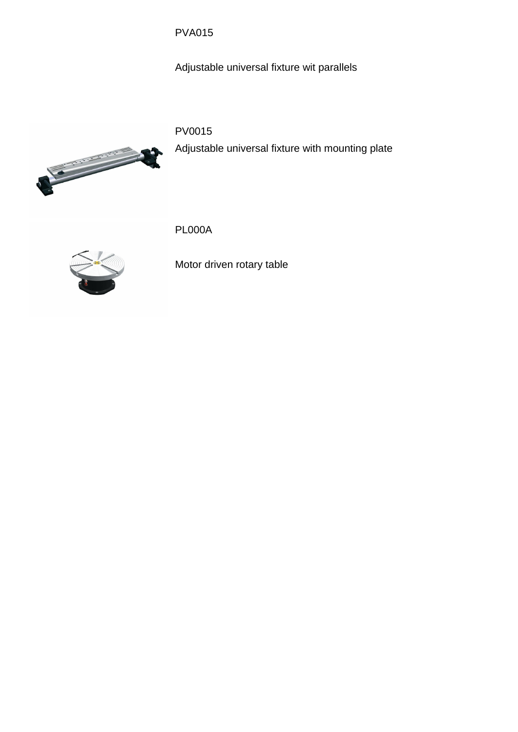PVA015

Adjustable universal fixture wit parallels

PV0015

Adjustable universal fixture with mounting plate

PL000A

Motor driven rotary table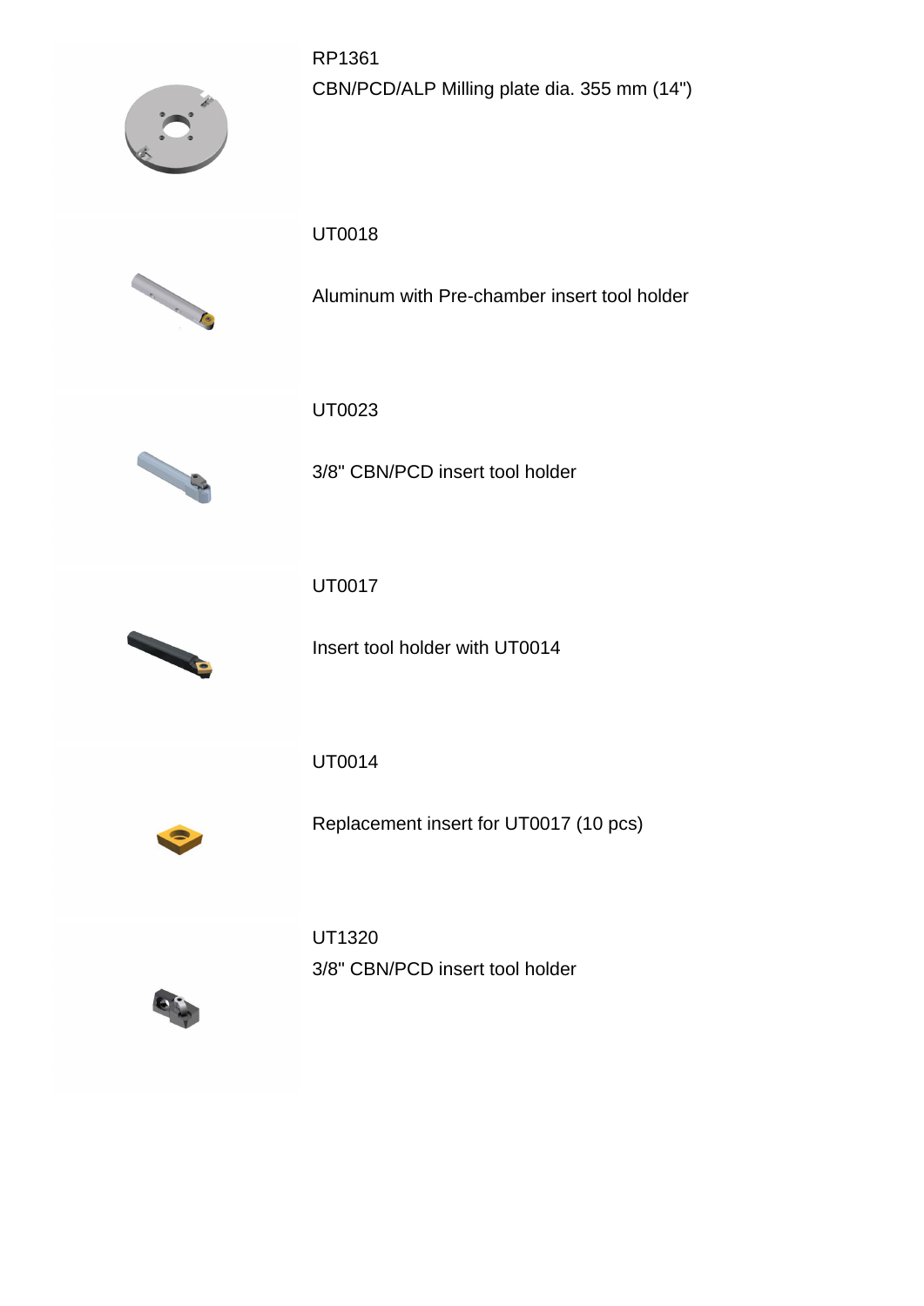RP1361

CBN/PCD/ALP Milling plate dia. 355 mm (14")

UT0018

Aluminum with Pre-chamber insert tool holder

UT0023

3/8" CBN/PCD insert tool holder

UT0017

Insert tool holder with UT0014

UT0014

Replacement insert for UT0017 (10 pcs)

UT1320

3/8" CBN/PCD insert tool holder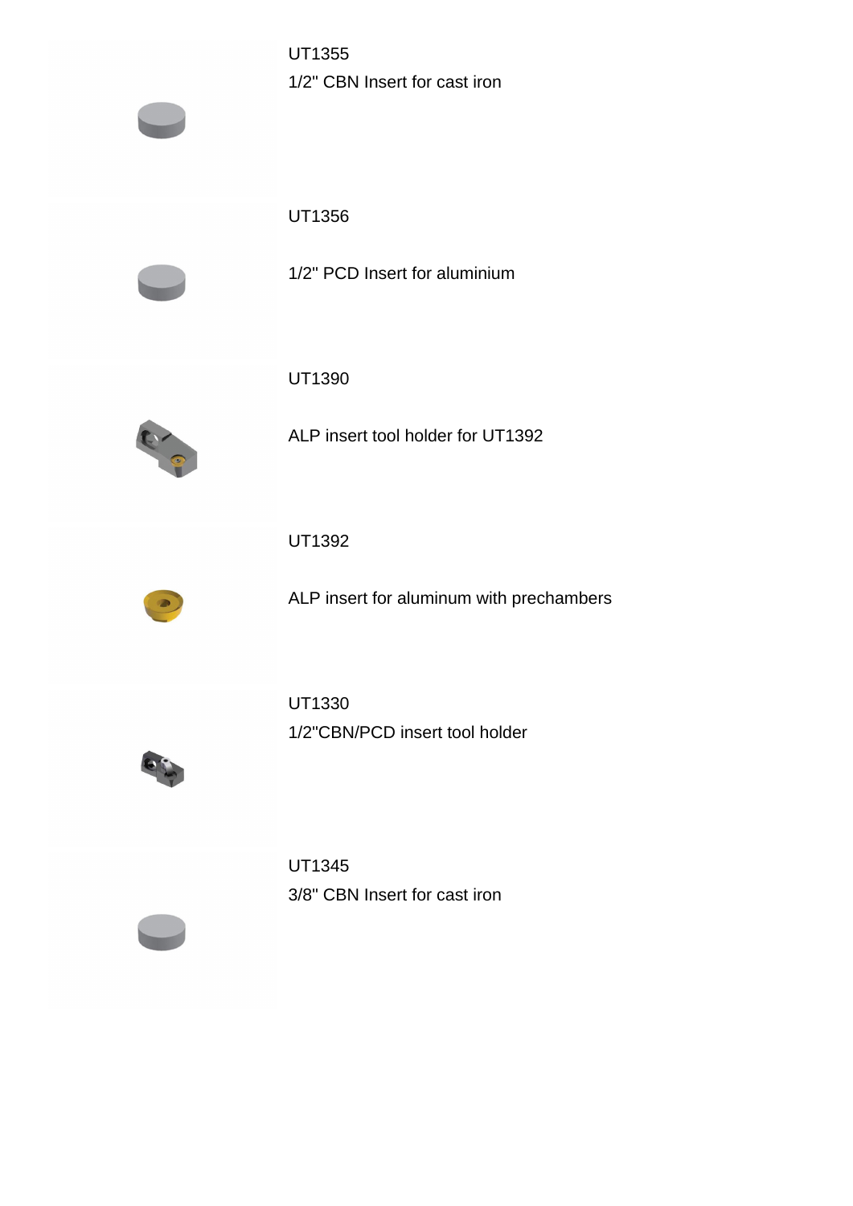UT1355

1/2" CBN Insert for cast iron

UT1356

1/2" PCD Insert for aluminium

UT1390

ALP insert tool holder for UT1392

UT1392

ALP insert for aluminum with prechambers

UT1330

1/2"CBN/PCD insert tool holder

UT1345

3/8" CBN Insert for cast iron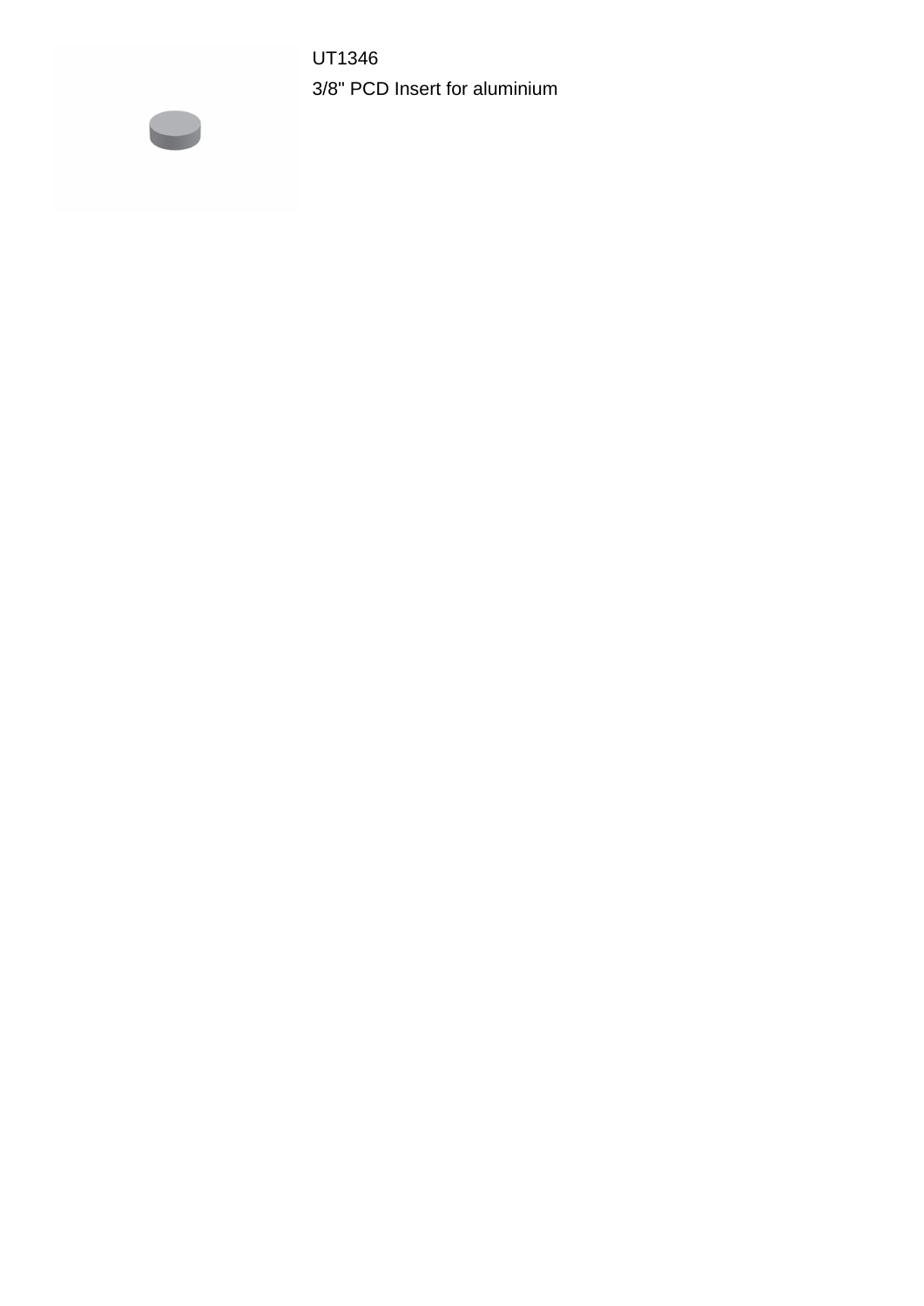UT1346

3/8" PCD Insert for aluminium